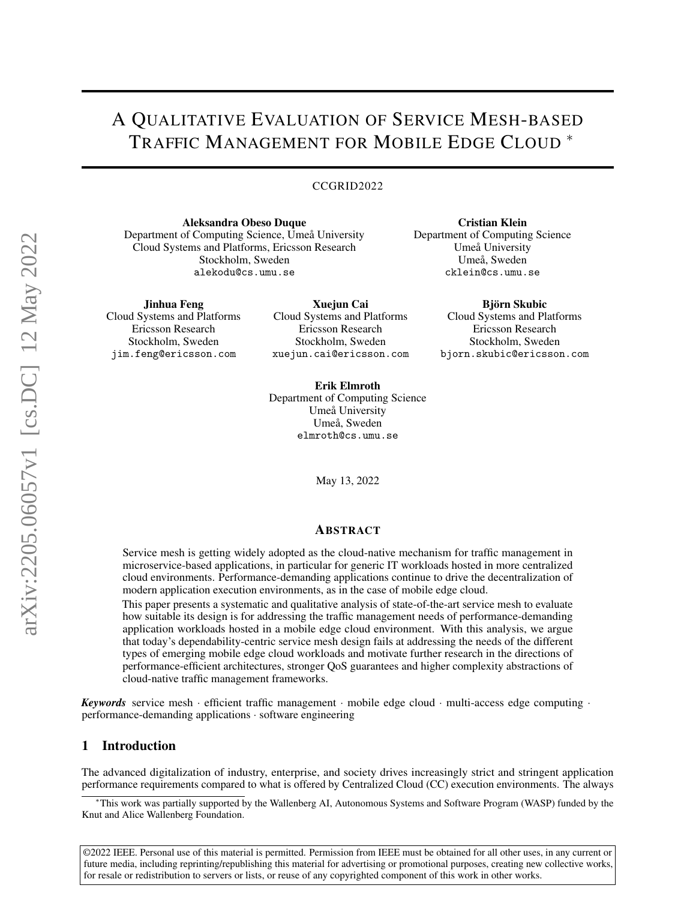# A QUALITATIVE EVALUATION OF SERVICE MESH-BASED TRAFFIC MANAGEMENT FOR MOBILE EDGE CLOUD [*]

CCGRID2022

**Aleksandra Obeso Duque**
Department of Computing Science, Umeå University
Cloud Systems and Platforms, Ericsson Research
Stockholm, Sweden
`alekodu@cs.umu.se`

**Cristian Klein**
Department of Computing Science
Umeå University
Umeå, Sweden
`cklein@cs.umu.se`

**Jinhua Feng**
Cloud Systems and Platforms
Ericsson Research
Stockholm, Sweden
`jim.feng@ericsson.com`

**Xuejun Cai**
Cloud Systems and Platforms
Ericsson Research
Stockholm, Sweden
`xuejun.cai@ericsson.com`

**Björn Skubic**
Cloud Systems and Platforms
Ericsson Research
Stockholm, Sweden
`bjorn.skubic@ericsson.com`

**Erik Elmroth**
Department of Computing Science
Umeå University
Umeå, Sweden
`elmroth@cs.umu.se`

May 13, 2022

## ABSTRACT

Service mesh is getting widely adopted as the cloud-native mechanism for traffic management in microservice-based applications, in particular for generic IT workloads hosted in more centralized cloud environments. Performance-demanding applications continue to drive the decentralization of modern application execution environments, as in the case of mobile edge cloud.

This paper presents a systematic and qualitative analysis of state-of-the-art service mesh to evaluate how suitable its design is for addressing the traffic management needs of performance-demanding application workloads hosted in a mobile edge cloud environment. With this analysis, we argue that today's dependability-centric service mesh design fails at addressing the needs of the different types of emerging mobile edge cloud workloads and motivate further research in the directions of performance-efficient architectures, stronger QoS guarantees and higher complexity abstractions of cloud-native traffic management frameworks.

***Keywords*** service mesh · efficient traffic management · mobile edge cloud · multi-access edge computing · performance-demanding applications · software engineering

## 1 Introduction

The advanced digitalization of industry, enterprise, and society drives increasingly strict and stringent application performance requirements compared to what is offered by Centralized Cloud (CC) execution environments. The always

[*]This work was partially supported by the Wallenberg AI, Autonomous Systems and Software Program (WASP) funded by the Knut and Alice Wallenberg Foundation.

©2022 IEEE. Personal use of this material is permitted. Permission from IEEE must be obtained for all other uses, in any current or future media, including reprinting/republishing this material for advertising or promotional purposes, creating new collective works, for resale or redistribution to servers or lists, or reuse of any copyrighted component of this work in other works.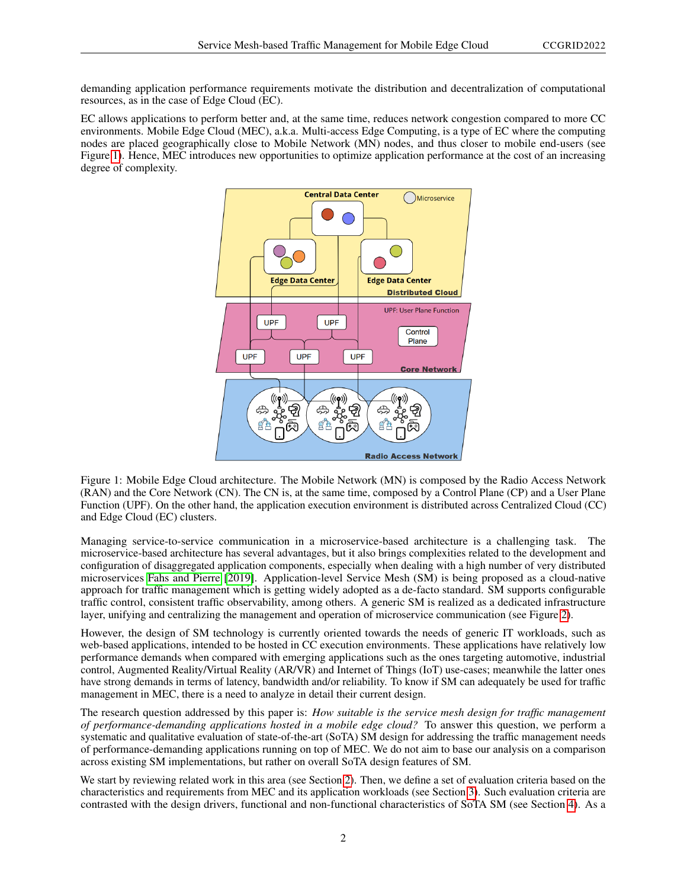demanding application performance requirements motivate the distribution and decentralization of computational resources, as in the case of Edge Cloud (EC).

EC allows applications to perform better and, at the same time, reduces network congestion compared to more CC environments. Mobile Edge Cloud (MEC), a.k.a. Multi-access Edge Computing, is a type of EC where the computing nodes are placed geographically close to Mobile Network (MN) nodes, and thus closer to mobile end-users (see Figure 1). Hence, MEC introduces new opportunities to optimize application performance at the cost of an increasing degree of complexity.

Figure 1: Mobile Edge Cloud architecture. The Mobile Network (MN) is composed by the Radio Access Network (RAN) and the Core Network (CN). The CN is, at the same time, composed by a Control Plane (CP) and a User Plane Function (UPF). On the other hand, the application execution environment is distributed across Centralized Cloud (CC) and Edge Cloud (EC) clusters.

Managing service-to-service communication in a microservice-based architecture is a challenging task. The microservice-based architecture has several advantages, but it also brings complexities related to the development and configuration of disaggregated application components, especially when dealing with a high number of very distributed microservices Fahs and Pierre [2019]. Application-level Service Mesh (SM) is being proposed as a cloud-native approach for traffic management which is getting widely adopted as a de-facto standard. SM supports configurable traffic control, consistent traffic observability, among others. A generic SM is realized as a dedicated infrastructure layer, unifying and centralizing the management and operation of microservice communication (see Figure 2).

However, the design of SM technology is currently oriented towards the needs of generic IT workloads, such as web-based applications, intended to be hosted in CC execution environments. These applications have relatively low performance demands when compared with emerging applications such as the ones targeting automotive, industrial control, Augmented Reality/Virtual Reality (AR/VR) and Internet of Things (IoT) use-cases; meanwhile the latter ones have strong demands in terms of latency, bandwidth and/or reliability. To know if SM can adequately be used for traffic management in MEC, there is a need to analyze in detail their current design.

The research question addressed by this paper is: *How suitable is the service mesh design for traffic management of performance-demanding applications hosted in a mobile edge cloud?* To answer this question, we perform a systematic and qualitative evaluation of state-of-the-art (SoTA) SM design for addressing the traffic management needs of performance-demanding applications running on top of MEC. We do not aim to base our analysis on a comparison across existing SM implementations, but rather on overall SoTA design features of SM.

We start by reviewing related work in this area (see Section 2). Then, we define a set of evaluation criteria based on the characteristics and requirements from MEC and its application workloads (see Section 3). Such evaluation criteria are contrasted with the design drivers, functional and non-functional characteristics of SoTA SM (see Section 4). As a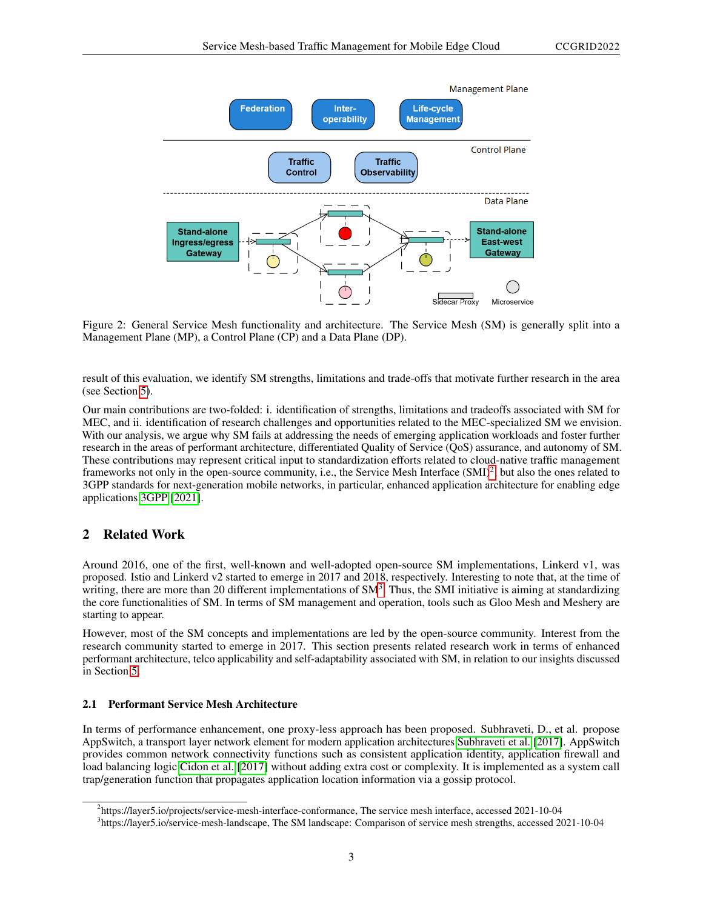Figure 2: General Service Mesh functionality and architecture. The Service Mesh (SM) is generally split into a Management Plane (MP), a Control Plane (CP) and a Data Plane (DP).

result of this evaluation, we identify SM strengths, limitations and trade-offs that motivate further research in the area (see Section 5).

Our main contributions are two-folded: i. identification of strengths, limitations and tradeoffs associated with SM for MEC, and ii. identification of research challenges and opportunities related to the MEC-specialized SM we envision. With our analysis, we argue why SM fails at addressing the needs of emerging application workloads and foster further research in the areas of performant architecture, differentiated Quality of Service (QoS) assurance, and autonomy of SM. These contributions may represent critical input to standardization efforts related to cloud-native traffic management frameworks not only in the open-source community, i.e., the Service Mesh Interface (SMI)[2] but also the ones related to 3GPP standards for next-generation mobile networks, in particular, enhanced application architecture for enabling edge applications 3GPP [2021].

## 2 Related Work

Around 2016, one of the first, well-known and well-adopted open-source SM implementations, Linkerd v1, was proposed. Istio and Linkerd v2 started to emerge in 2017 and 2018, respectively. Interesting to note that, at the time of writing, there are more than 20 different implementations of SM[3]. Thus, the SMI initiative is aiming at standardizing the core functionalities of SM. In terms of SM management and operation, tools such as Gloo Mesh and Meshery are starting to appear.

However, most of the SM concepts and implementations are led by the open-source community. Interest from the research community started to emerge in 2017. This section presents related research work in terms of enhanced performant architecture, telco applicability and self-adaptability associated with SM, in relation to our insights discussed in Section 5.

### 2.1 Performant Service Mesh Architecture

In terms of performance enhancement, one proxy-less approach has been proposed. Subhraveti, D., et al. propose AppSwitch, a transport layer network element for modern application architectures Subhraveti et al. [2017]. AppSwitch provides common network connectivity functions such as consistent application identity, application firewall and load balancing logic Cidon et al. [2017] without adding extra cost or complexity. It is implemented as a system call trap/generation function that propagates application location information via a gossip protocol.

[2] https://layer5.io/projects/service-mesh-interface-conformance, The service mesh interface, accessed 2021-10-04

[3] https://layer5.io/service-mesh-landscape, The SM landscape: Comparison of service mesh strengths, accessed 2021-10-04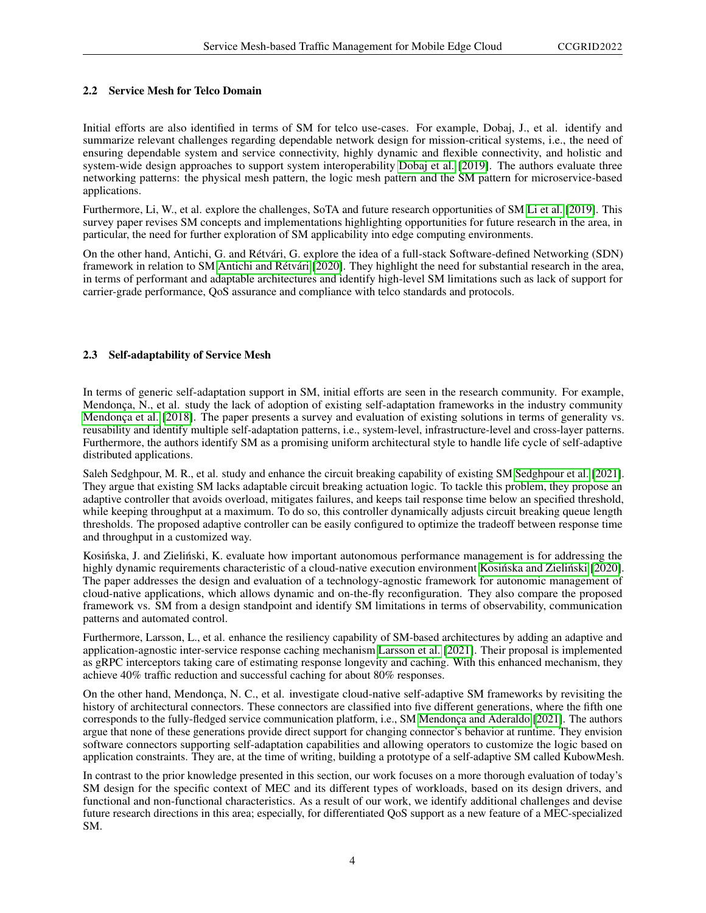### 2.2 Service Mesh for Telco Domain

Initial efforts are also identified in terms of SM for telco use-cases. For example, Dobaj, J., et al. identify and summarize relevant challenges regarding dependable network design for mission-critical systems, i.e., the need of ensuring dependable system and service connectivity, highly dynamic and flexible connectivity, and holistic and system-wide design approaches to support system interoperability Dobaj et al. [2019]. The authors evaluate three networking patterns: the physical mesh pattern, the logic mesh pattern and the SM pattern for microservice-based applications.

Furthermore, Li, W., et al. explore the challenges, SoTA and future research opportunities of SM Li et al. [2019]. This survey paper revises SM concepts and implementations highlighting opportunities for future research in the area, in particular, the need for further exploration of SM applicability into edge computing environments.

On the other hand, Antichi, G. and Rétvári, G. explore the idea of a full-stack Software-defined Networking (SDN) framework in relation to SM Antichi and Rétvári [2020]. They highlight the need for substantial research in the area, in terms of performant and adaptable architectures and identify high-level SM limitations such as lack of support for carrier-grade performance, QoS assurance and compliance with telco standards and protocols.

### 2.3 Self-adaptability of Service Mesh

In terms of generic self-adaptation support in SM, initial efforts are seen in the research community. For example, Mendonça, N., et al. study the lack of adoption of existing self-adaptation frameworks in the industry community Mendonça et al. [2018]. The paper presents a survey and evaluation of existing solutions in terms of generality vs. reusability and identify multiple self-adaptation patterns, i.e., system-level, infrastructure-level and cross-layer patterns. Furthermore, the authors identify SM as a promising uniform architectural style to handle life cycle of self-adaptive distributed applications.

Saleh Sedghpour, M. R., et al. study and enhance the circuit breaking capability of existing SM Sedghpour et al. [2021]. They argue that existing SM lacks adaptable circuit breaking actuation logic. To tackle this problem, they propose an adaptive controller that avoids overload, mitigates failures, and keeps tail response time below an specified threshold, while keeping throughput at a maximum. To do so, this controller dynamically adjusts circuit breaking queue length thresholds. The proposed adaptive controller can be easily configured to optimize the tradeoff between response time and throughput in a customized way.

Kosińska, J. and Zieliński, K. evaluate how important autonomous performance management is for addressing the highly dynamic requirements characteristic of a cloud-native execution environment Kosińska and Zieliński [2020]. The paper addresses the design and evaluation of a technology-agnostic framework for autonomic management of cloud-native applications, which allows dynamic and on-the-fly reconfiguration. They also compare the proposed framework vs. SM from a design standpoint and identify SM limitations in terms of observability, communication patterns and automated control.

Furthermore, Larsson, L., et al. enhance the resiliency capability of SM-based architectures by adding an adaptive and application-agnostic inter-service response caching mechanism Larsson et al. [2021]. Their proposal is implemented as gRPC interceptors taking care of estimating response longevity and caching. With this enhanced mechanism, they achieve 40% traffic reduction and successful caching for about 80% responses.

On the other hand, Mendonça, N. C., et al. investigate cloud-native self-adaptive SM frameworks by revisiting the history of architectural connectors. These connectors are classified into five different generations, where the fifth one corresponds to the fully-fledged service communication platform, i.e., SM Mendonça and Aderaldo [2021]. The authors argue that none of these generations provide direct support for changing connector's behavior at runtime. They envision software connectors supporting self-adaptation capabilities and allowing operators to customize the logic based on application constraints. They are, at the time of writing, building a prototype of a self-adaptive SM called KubowMesh.

In contrast to the prior knowledge presented in this section, our work focuses on a more thorough evaluation of today's SM design for the specific context of MEC and its different types of workloads, based on its design drivers, and functional and non-functional characteristics. As a result of our work, we identify additional challenges and devise future research directions in this area; especially, for differentiated QoS support as a new feature of a MEC-specialized SM.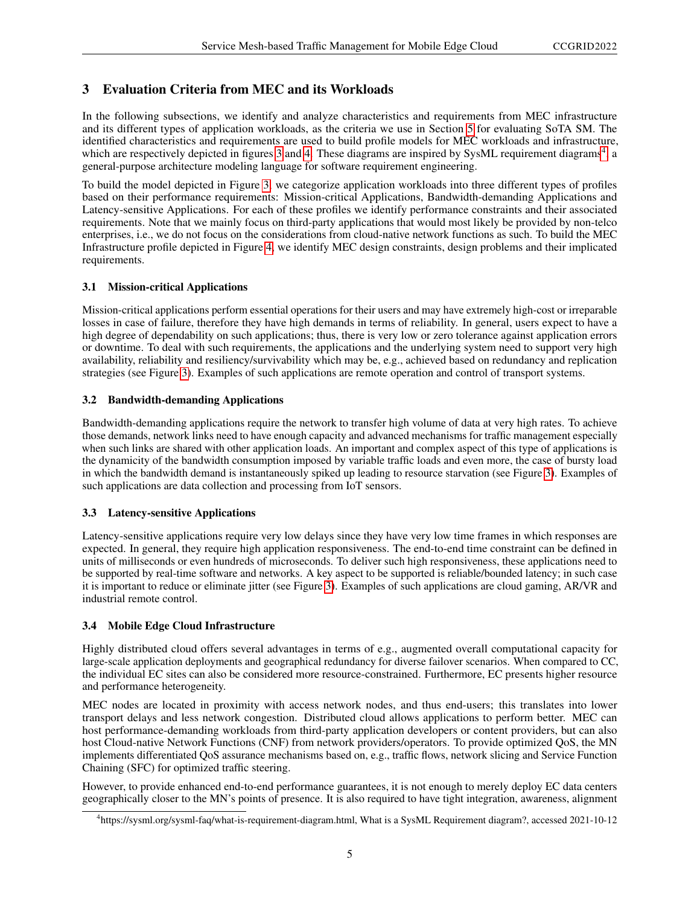## 3 Evaluation Criteria from MEC and its Workloads

In the following subsections, we identify and analyze characteristics and requirements from MEC infrastructure and its different types of application workloads, as the criteria we use in Section 5 for evaluating SoTA SM. The identified characteristics and requirements are used to build profile models for MEC workloads and infrastructure, which are respectively depicted in figures 3 and 4. These diagrams are inspired by SysML requirement diagrams[4], a general-purpose architecture modeling language for software requirement engineering.

To build the model depicted in Figure 3, we categorize application workloads into three different types of profiles based on their performance requirements: Mission-critical Applications, Bandwidth-demanding Applications and Latency-sensitive Applications. For each of these profiles we identify performance constraints and their associated requirements. Note that we mainly focus on third-party applications that would most likely be provided by non-telco enterprises, i.e., we do not focus on the considerations from cloud-native network functions as such. To build the MEC Infrastructure profile depicted in Figure 4, we identify MEC design constraints, design problems and their implicated requirements.

### 3.1 Mission-critical Applications

Mission-critical applications perform essential operations for their users and may have extremely high-cost or irreparable losses in case of failure, therefore they have high demands in terms of reliability. In general, users expect to have a high degree of dependability on such applications; thus, there is very low or zero tolerance against application errors or downtime. To deal with such requirements, the applications and the underlying system need to support very high availability, reliability and resiliency/survivability which may be, e.g., achieved based on redundancy and replication strategies (see Figure 3). Examples of such applications are remote operation and control of transport systems.

### 3.2 Bandwidth-demanding Applications

Bandwidth-demanding applications require the network to transfer high volume of data at very high rates. To achieve those demands, network links need to have enough capacity and advanced mechanisms for traffic management especially when such links are shared with other application loads. An important and complex aspect of this type of applications is the dynamicity of the bandwidth consumption imposed by variable traffic loads and even more, the case of bursty load in which the bandwidth demand is instantaneously spiked up leading to resource starvation (see Figure 3). Examples of such applications are data collection and processing from IoT sensors.

### 3.3 Latency-sensitive Applications

Latency-sensitive applications require very low delays since they have very low time frames in which responses are expected. In general, they require high application responsiveness. The end-to-end time constraint can be defined in units of milliseconds or even hundreds of microseconds. To deliver such high responsiveness, these applications need to be supported by real-time software and networks. A key aspect to be supported is reliable/bounded latency; in such case it is important to reduce or eliminate jitter (see Figure 3). Examples of such applications are cloud gaming, AR/VR and industrial remote control.

### 3.4 Mobile Edge Cloud Infrastructure

Highly distributed cloud offers several advantages in terms of e.g., augmented overall computational capacity for large-scale application deployments and geographical redundancy for diverse failover scenarios. When compared to CC, the individual EC sites can also be considered more resource-constrained. Furthermore, EC presents higher resource and performance heterogeneity.

MEC nodes are located in proximity with access network nodes, and thus end-users; this translates into lower transport delays and less network congestion. Distributed cloud allows applications to perform better. MEC can host performance-demanding workloads from third-party application developers or content providers, but can also host Cloud-native Network Functions (CNF) from network providers/operators. To provide optimized QoS, the MN implements differentiated QoS assurance mechanisms based on, e.g., traffic flows, network slicing and Service Function Chaining (SFC) for optimized traffic steering.

However, to provide enhanced end-to-end performance guarantees, it is not enough to merely deploy EC data centers geographically closer to the MN's points of presence. It is also required to have tight integration, awareness, alignment

[4] https://sysml.org/sysml-faq/what-is-requirement-diagram.html, What is a SysML Requirement diagram?, accessed 2021-10-12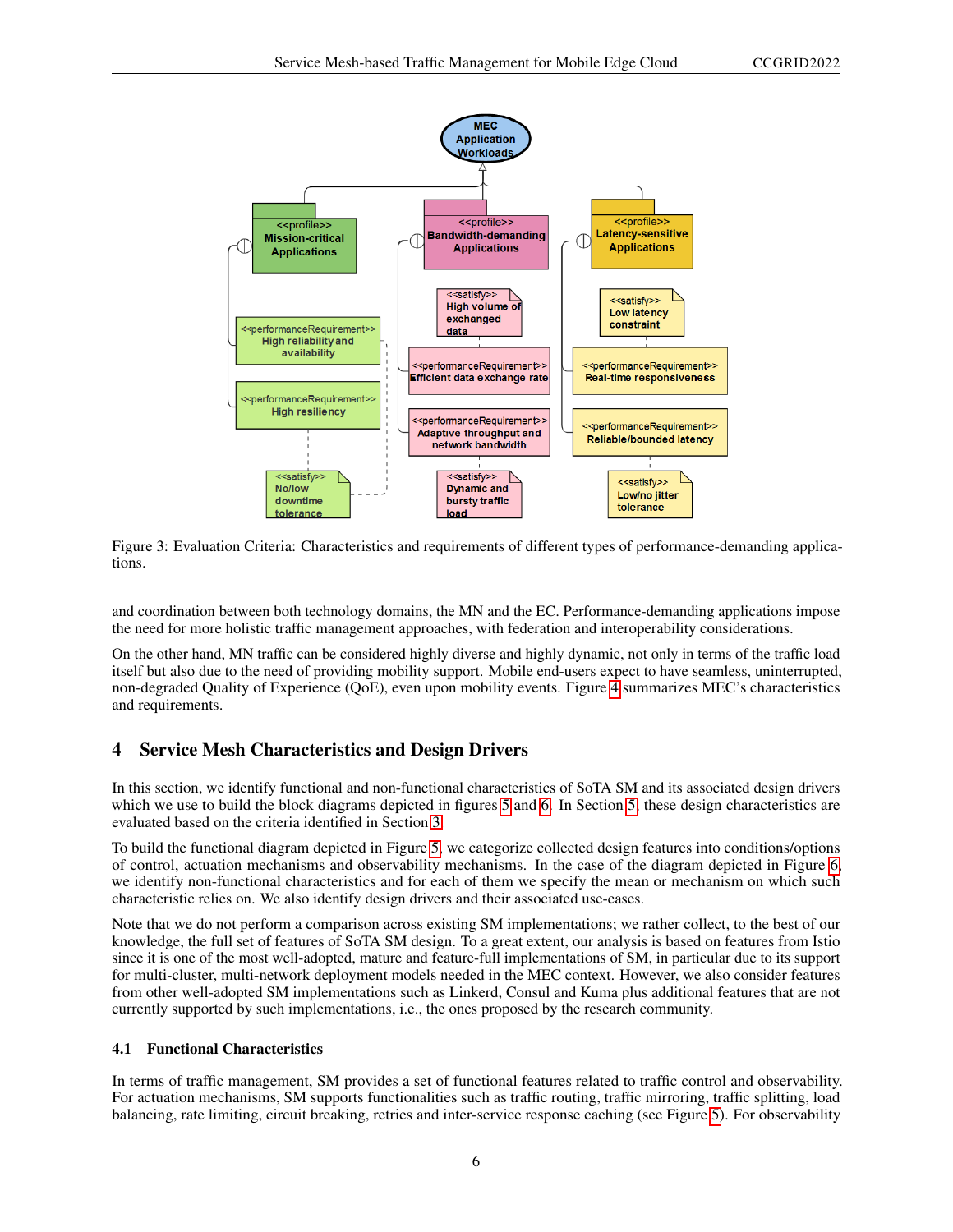Figure 3: Evaluation Criteria: Characteristics and requirements of different types of performance-demanding applications.

and coordination between both technology domains, the MN and the EC. Performance-demanding applications impose the need for more holistic traffic management approaches, with federation and interoperability considerations.

On the other hand, MN traffic can be considered highly diverse and highly dynamic, not only in terms of the traffic load itself but also due to the need of providing mobility support. Mobile end-users expect to have seamless, uninterrupted, non-degraded Quality of Experience (QoE), even upon mobility events. Figure 4 summarizes MEC's characteristics and requirements.

## 4 Service Mesh Characteristics and Design Drivers

In this section, we identify functional and non-functional characteristics of SoTA SM and its associated design drivers which we use to build the block diagrams depicted in figures 5 and 6. In Section 5, these design characteristics are evaluated based on the criteria identified in Section 3.

To build the functional diagram depicted in Figure 5, we categorize collected design features into conditions/options of control, actuation mechanisms and observability mechanisms. In the case of the diagram depicted in Figure 6, we identify non-functional characteristics and for each of them we specify the mean or mechanism on which such characteristic relies on. We also identify design drivers and their associated use-cases.

Note that we do not perform a comparison across existing SM implementations; we rather collect, to the best of our knowledge, the full set of features of SoTA SM design. To a great extent, our analysis is based on features from Istio since it is one of the most well-adopted, mature and feature-full implementations of SM, in particular due to its support for multi-cluster, multi-network deployment models needed in the MEC context. However, we also consider features from other well-adopted SM implementations such as Linkerd, Consul and Kuma plus additional features that are not currently supported by such implementations, i.e., the ones proposed by the research community.

### 4.1 Functional Characteristics

In terms of traffic management, SM provides a set of functional features related to traffic control and observability. For actuation mechanisms, SM supports functionalities such as traffic routing, traffic mirroring, traffic splitting, load balancing, rate limiting, circuit breaking, retries and inter-service response caching (see Figure 5). For observability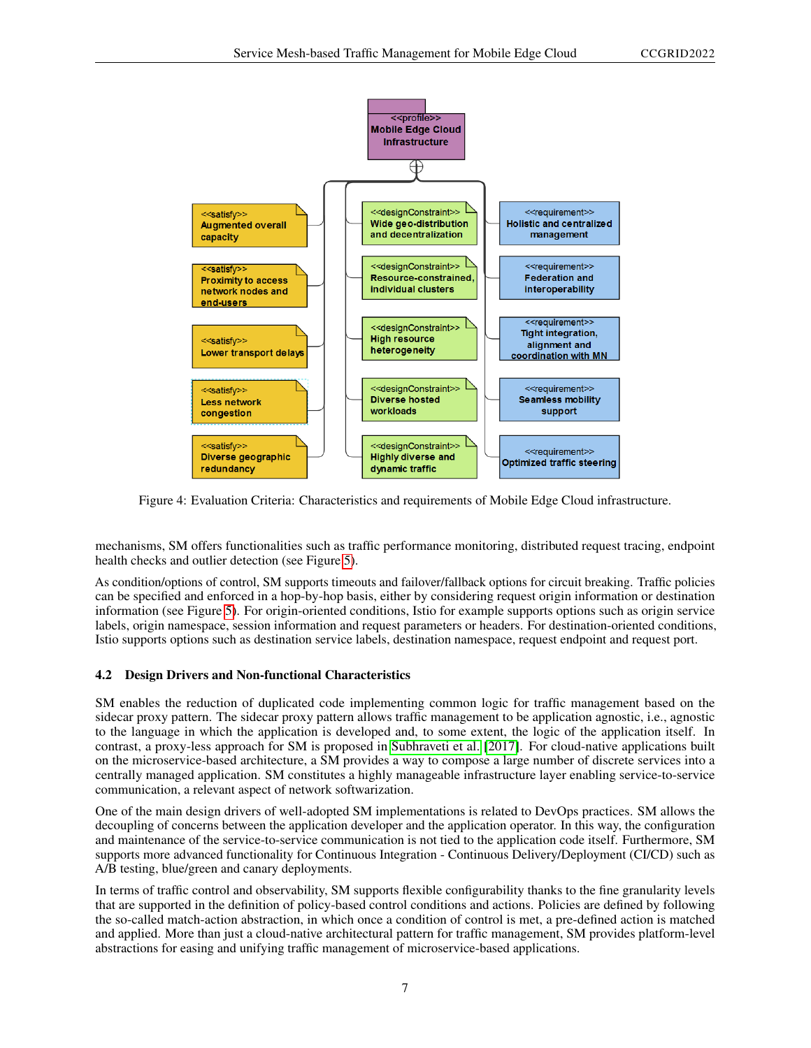Figure 4: Evaluation Criteria: Characteristics and requirements of Mobile Edge Cloud infrastructure.

mechanisms, SM offers functionalities such as traffic performance monitoring, distributed request tracing, endpoint health checks and outlier detection (see Figure 5).

As condition/options of control, SM supports timeouts and failover/fallback options for circuit breaking. Traffic policies can be specified and enforced in a hop-by-hop basis, either by considering request origin information or destination information (see Figure 5). For origin-oriented conditions, Istio for example supports options such as origin service labels, origin namespace, session information and request parameters or headers. For destination-oriented conditions, Istio supports options such as destination service labels, destination namespace, request endpoint and request port.

### 4.2 Design Drivers and Non-functional Characteristics

SM enables the reduction of duplicated code implementing common logic for traffic management based on the sidecar proxy pattern. The sidecar proxy pattern allows traffic management to be application agnostic, i.e., agnostic to the language in which the application is developed and, to some extent, the logic of the application itself. In contrast, a proxy-less approach for SM is proposed in Subhraveti et al. [2017]. For cloud-native applications built on the microservice-based architecture, a SM provides a way to compose a large number of discrete services into a centrally managed application. SM constitutes a highly manageable infrastructure layer enabling service-to-service communication, a relevant aspect of network softwarization.

One of the main design drivers of well-adopted SM implementations is related to DevOps practices. SM allows the decoupling of concerns between the application developer and the application operator. In this way, the configuration and maintenance of the service-to-service communication is not tied to the application code itself. Furthermore, SM supports more advanced functionality for Continuous Integration - Continuous Delivery/Deployment (CI/CD) such as A/B testing, blue/green and canary deployments.

In terms of traffic control and observability, SM supports flexible configurability thanks to the fine granularity levels that are supported in the definition of policy-based control conditions and actions. Policies are defined by following the so-called match-action abstraction, in which once a condition of control is met, a pre-defined action is matched and applied. More than just a cloud-native architectural pattern for traffic management, SM provides platform-level abstractions for easing and unifying traffic management of microservice-based applications.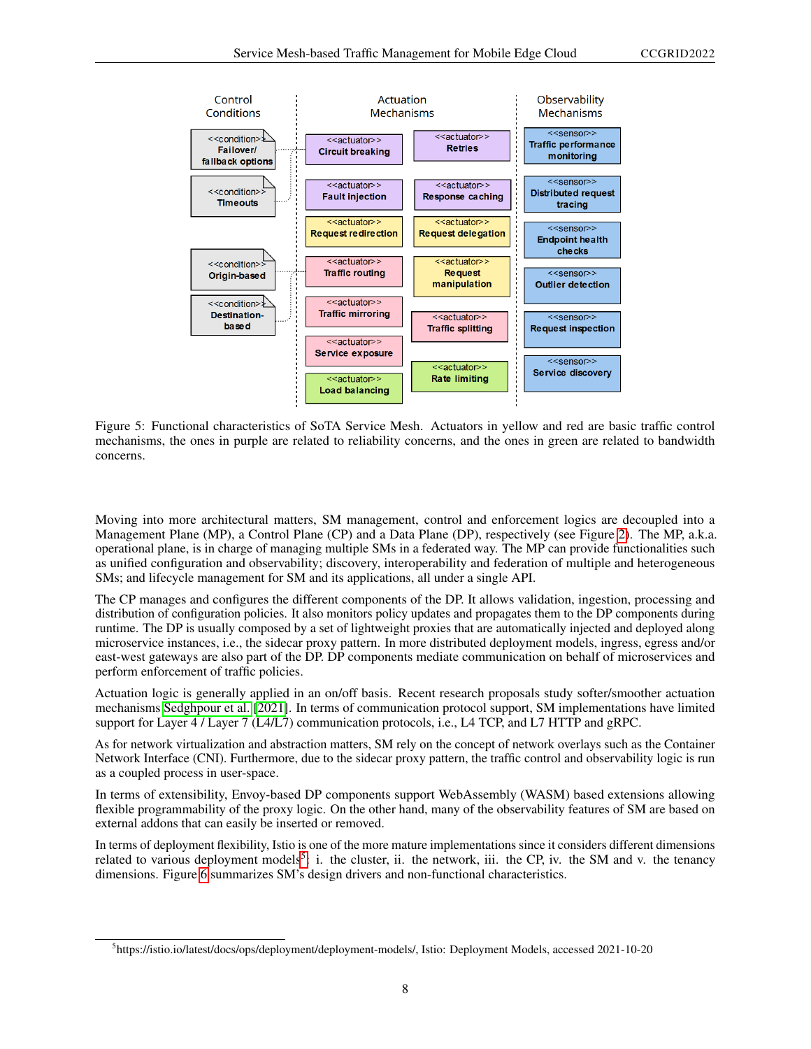Figure 5: Functional characteristics of SoTA Service Mesh. Actuators in yellow and red are basic traffic control mechanisms, the ones in purple are related to reliability concerns, and the ones in green are related to bandwidth concerns.

Moving into more architectural matters, SM management, control and enforcement logics are decoupled into a Management Plane (MP), a Control Plane (CP) and a Data Plane (DP), respectively (see Figure 2). The MP, a.k.a. operational plane, is in charge of managing multiple SMs in a federated way. The MP can provide functionalities such as unified configuration and observability; discovery, interoperability and federation of multiple and heterogeneous SMs; and lifecycle management for SM and its applications, all under a single API.

The CP manages and configures the different components of the DP. It allows validation, ingestion, processing and distribution of configuration policies. It also monitors policy updates and propagates them to the DP components during runtime. The DP is usually composed by a set of lightweight proxies that are automatically injected and deployed along microservice instances, i.e., the sidecar proxy pattern. In more distributed deployment models, ingress, egress and/or east-west gateways are also part of the DP. DP components mediate communication on behalf of microservices and perform enforcement of traffic policies.

Actuation logic is generally applied in an on/off basis. Recent research proposals study softer/smoother actuation mechanisms Sedghpour et al. [2021]. In terms of communication protocol support, SM implementations have limited support for Layer 4 / Layer 7 (L4/L7) communication protocols, i.e., L4 TCP, and L7 HTTP and gRPC.

As for network virtualization and abstraction matters, SM rely on the concept of network overlays such as the Container Network Interface (CNI). Furthermore, due to the sidecar proxy pattern, the traffic control and observability logic is run as a coupled process in user-space.

In terms of extensibility, Envoy-based DP components support WebAssembly (WASM) based extensions allowing flexible programmability of the proxy logic. On the other hand, many of the observability features of SM are based on external addons that can easily be inserted or removed.

In terms of deployment flexibility, Istio is one of the more mature implementations since it considers different dimensions related to various deployment models[5]: i. the cluster, ii. the network, iii. the CP, iv. the SM and v. the tenancy dimensions. Figure 6 summarizes SM's design drivers and non-functional characteristics.

[5]https://istio.io/latest/docs/ops/deployment/deployment-models/, Istio: Deployment Models, accessed 2021-10-20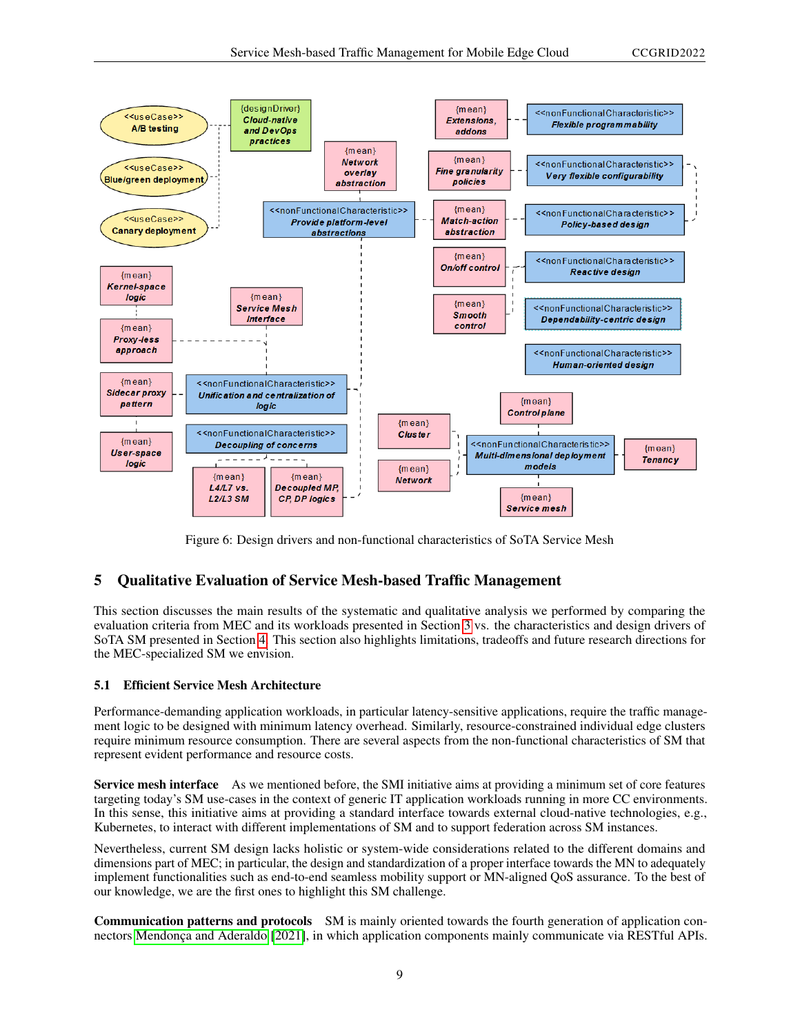Figure 6: Design drivers and non-functional characteristics of SoTA Service Mesh

## 5 Qualitative Evaluation of Service Mesh-based Traffic Management

This section discusses the main results of the systematic and qualitative analysis we performed by comparing the evaluation criteria from MEC and its workloads presented in Section 3 vs. the characteristics and design drivers of SoTA SM presented in Section 4. This section also highlights limitations, tradeoffs and future research directions for the MEC-specialized SM we envision.

### 5.1 Efficient Service Mesh Architecture

Performance-demanding application workloads, in particular latency-sensitive applications, require the traffic management logic to be designed with minimum latency overhead. Similarly, resource-constrained individual edge clusters require minimum resource consumption. There are several aspects from the non-functional characteristics of SM that represent evident performance and resource costs.

**Service mesh interface** As we mentioned before, the SMI initiative aims at providing a minimum set of core features targeting today's SM use-cases in the context of generic IT application workloads running in more CC environments. In this sense, this initiative aims at providing a standard interface towards external cloud-native technologies, e.g., Kubernetes, to interact with different implementations of SM and to support federation across SM instances.

Nevertheless, current SM design lacks holistic or system-wide considerations related to the different domains and dimensions part of MEC; in particular, the design and standardization of a proper interface towards the MN to adequately implement functionalities such as end-to-end seamless mobility support or MN-aligned QoS assurance. To the best of our knowledge, we are the first ones to highlight this SM challenge.

**Communication patterns and protocols** SM is mainly oriented towards the fourth generation of application connectors Mendonça and Aderaldo [2021], in which application components mainly communicate via RESTful APIs.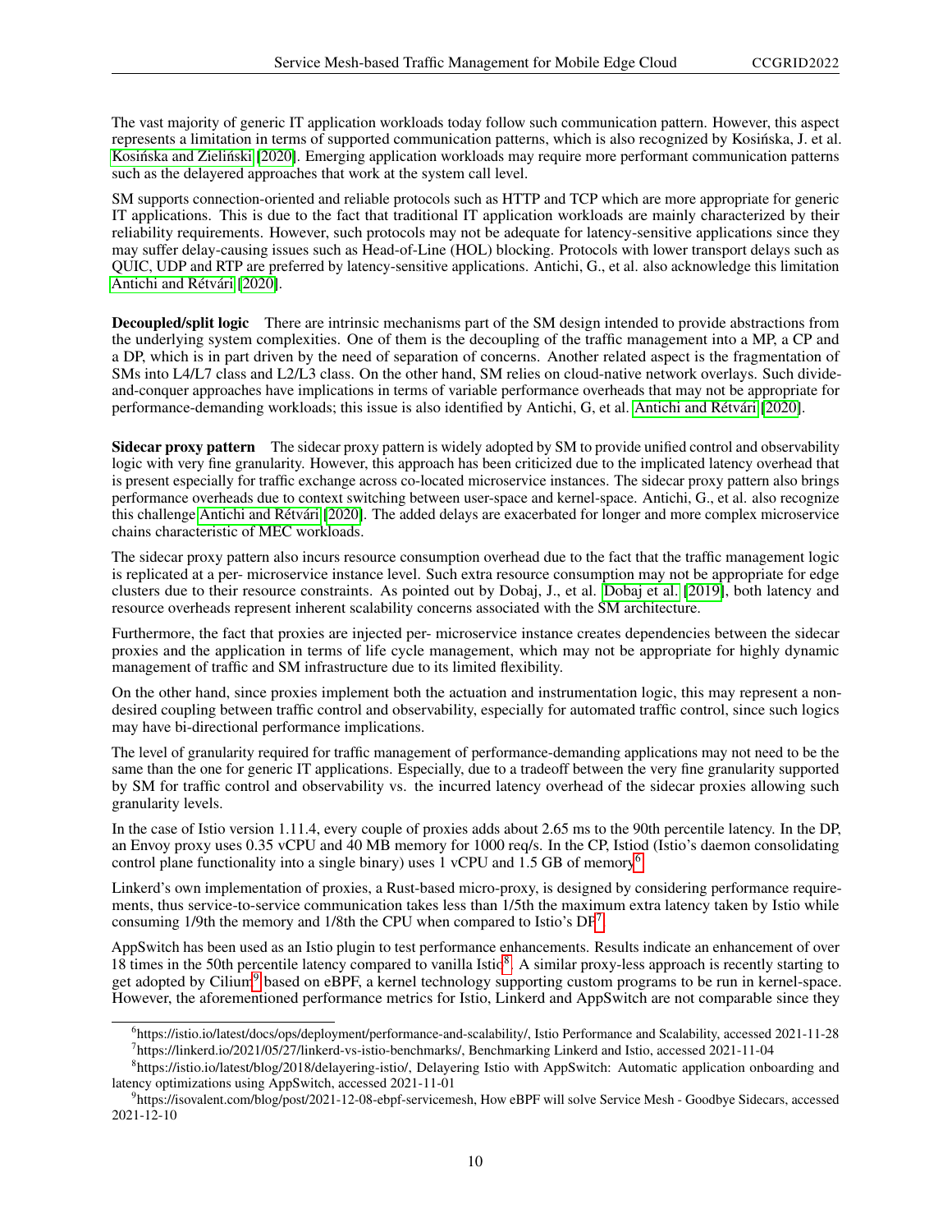The vast majority of generic IT application workloads today follow such communication pattern. However, this aspect represents a limitation in terms of supported communication patterns, which is also recognized by Kosińska, J. et al. Kosińska and Zieliński [2020]. Emerging application workloads may require more performant communication patterns such as the delayered approaches that work at the system call level.

SM supports connection-oriented and reliable protocols such as HTTP and TCP which are more appropriate for generic IT applications. This is due to the fact that traditional IT application workloads are mainly characterized by their reliability requirements. However, such protocols may not be adequate for latency-sensitive applications since they may suffer delay-causing issues such as Head-of-Line (HOL) blocking. Protocols with lower transport delays such as QUIC, UDP and RTP are preferred by latency-sensitive applications. Antichi, G., et al. also acknowledge this limitation Antichi and Rétvári [2020].

**Decoupled/split logic** There are intrinsic mechanisms part of the SM design intended to provide abstractions from the underlying system complexities. One of them is the decoupling of the traffic management into a MP, a CP and a DP, which is in part driven by the need of separation of concerns. Another related aspect is the fragmentation of SMs into L4/L7 class and L2/L3 class. On the other hand, SM relies on cloud-native network overlays. Such divide-and-conquer approaches have implications in terms of variable performance overheads that may not be appropriate for performance-demanding workloads; this issue is also identified by Antichi, G, et al. Antichi and Rétvári [2020].

**Sidecar proxy pattern** The sidecar proxy pattern is widely adopted by SM to provide unified control and observability logic with very fine granularity. However, this approach has been criticized due to the implicated latency overhead that is present especially for traffic exchange across co-located microservice instances. The sidecar proxy pattern also brings performance overheads due to context switching between user-space and kernel-space. Antichi, G., et al. also recognize this challenge Antichi and Rétvári [2020]. The added delays are exacerbated for longer and more complex microservice chains characteristic of MEC workloads.

The sidecar proxy pattern also incurs resource consumption overhead due to the fact that the traffic management logic is replicated at a per- microservice instance level. Such extra resource consumption may not be appropriate for edge clusters due to their resource constraints. As pointed out by Dobaj, J., et al. Dobaj et al. [2019], both latency and resource overheads represent inherent scalability concerns associated with the SM architecture.

Furthermore, the fact that proxies are injected per- microservice instance creates dependencies between the sidecar proxies and the application in terms of life cycle management, which may not be appropriate for highly dynamic management of traffic and SM infrastructure due to its limited flexibility.

On the other hand, since proxies implement both the actuation and instrumentation logic, this may represent a non-desired coupling between traffic control and observability, especially for automated traffic control, since such logics may have bi-directional performance implications.

The level of granularity required for traffic management of performance-demanding applications may not need to be the same than the one for generic IT applications. Especially, due to a tradeoff between the very fine granularity supported by SM for traffic control and observability vs. the incurred latency overhead of the sidecar proxies allowing such granularity levels.

In the case of Istio version 1.11.4, every couple of proxies adds about 2.65 ms to the 90th percentile latency. In the DP, an Envoy proxy uses 0.35 vCPU and 40 MB memory for 1000 req/s. In the CP, Istiod (Istio's daemon consolidating control plane functionality into a single binary) uses 1 vCPU and 1.5 GB of memory[6].

Linkerd's own implementation of proxies, a Rust-based micro-proxy, is designed by considering performance requirements, thus service-to-service communication takes less than 1/5th the maximum extra latency taken by Istio while consuming 1/9th the memory and 1/8th the CPU when compared to Istio's DP[7].

AppSwitch has been used as an Istio plugin to test performance enhancements. Results indicate an enhancement of over 18 times in the 50th percentile latency compared to vanilla Istio[8]. A similar proxy-less approach is recently starting to get adopted by Cilium[9] based on eBPF, a kernel technology supporting custom programs to be run in kernel-space. However, the aforementioned performance metrics for Istio, Linkerd and AppSwitch are not comparable since they

[6] https://istio.io/latest/docs/ops/deployment/performance-and-scalability/, Istio Performance and Scalability, accessed 2021-11-28

[7] https://linkerd.io/2021/05/27/linkerd-vs-istio-benchmarks/, Benchmarking Linkerd and Istio, accessed 2021-11-04

[8] https://istio.io/latest/blog/2018/delayering-istio/, Delayering Istio with AppSwitch: Automatic application onboarding and latency optimizations using AppSwitch, accessed 2021-11-01

[9] https://isovalent.com/blog/post/2021-12-08-ebpf-servicemesh, How eBPF will solve Service Mesh - Goodbye Sidecars, accessed 2021-12-10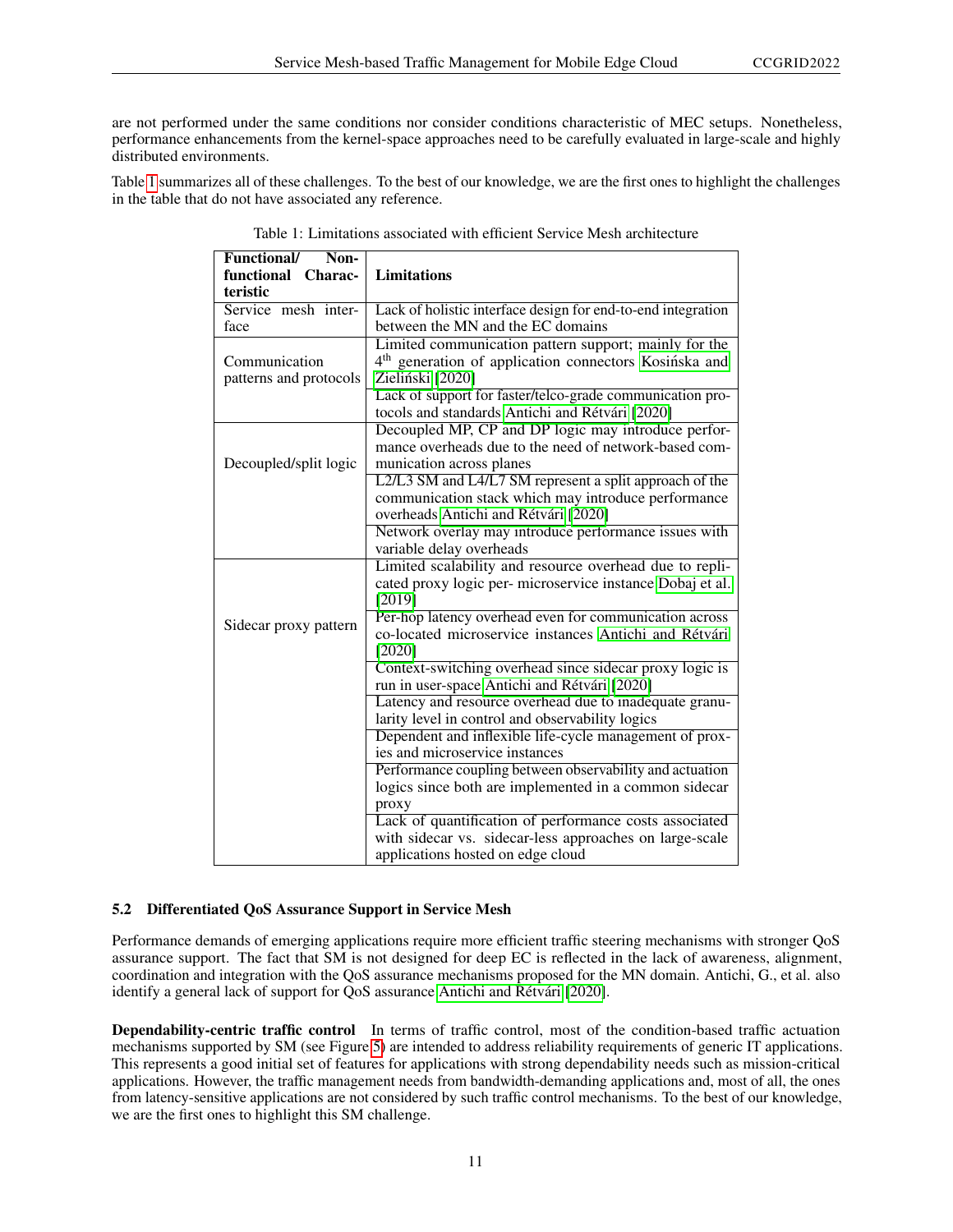are not performed under the same conditions nor consider conditions characteristic of MEC setups. Nonetheless, performance enhancements from the kernel-space approaches need to be carefully evaluated in large-scale and highly distributed environments.

Table 1 summarizes all of these challenges. To the best of our knowledge, we are the first ones to highlight the challenges in the table that do not have associated any reference.

Table 1: Limitations associated with efficient Service Mesh architecture

| Functional/ Non-functional Characteristic | Limitations |
|---|---|
| Service mesh interface | Lack of holistic interface design for end-to-end integration between the MN and the EC domains |
| Communication patterns and protocols | Limited communication pattern support; mainly for the 4[th] generation of application connectors Kosińska and Zieliński [2020] |
| | Lack of support for faster/telco-grade communication protocols and standards Antichi and Rétvári [2020] |
| Decoupled/split logic | Decoupled MP, CP and DP logic may introduce performance overheads due to the need of network-based communication across planes |
| | L2/L3 SM and L4/L7 SM represent a split approach of the communication stack which may introduce performance overheads Antichi and Rétvári [2020] |
| | Network overlay may introduce performance issues with variable delay overheads |
| Sidecar proxy pattern | Limited scalability and resource overhead due to replicated proxy logic per- microservice instance Dobaj et al. [2019] |
| | Per-hop latency overhead even for communication across co-located microservice instances Antichi and Rétvári [2020] |
| | Context-switching overhead since sidecar proxy logic is run in user-space Antichi and Rétvári [2020] |
| | Latency and resource overhead due to inadequate granularity level in control and observability logics |
| | Dependent and inflexible life-cycle management of proxies and microservice instances |
| | Performance coupling between observability and actuation logics since both are implemented in a common sidecar proxy |
| | Lack of quantification of performance costs associated with sidecar vs. sidecar-less approaches on large-scale applications hosted on edge cloud |

### 5.2 Differentiated QoS Assurance Support in Service Mesh

Performance demands of emerging applications require more efficient traffic steering mechanisms with stronger QoS assurance support. The fact that SM is not designed for deep EC is reflected in the lack of awareness, alignment, coordination and integration with the QoS assurance mechanisms proposed for the MN domain. Antichi, G., et al. also identify a general lack of support for QoS assurance Antichi and Rétvári [2020].

**Dependability-centric traffic control** In terms of traffic control, most of the condition-based traffic actuation mechanisms supported by SM (see Figure 5) are intended to address reliability requirements of generic IT applications. This represents a good initial set of features for applications with strong dependability needs such as mission-critical applications. However, the traffic management needs from bandwidth-demanding applications and, most of all, the ones from latency-sensitive applications are not considered by such traffic control mechanisms. To the best of our knowledge, we are the first ones to highlight this SM challenge.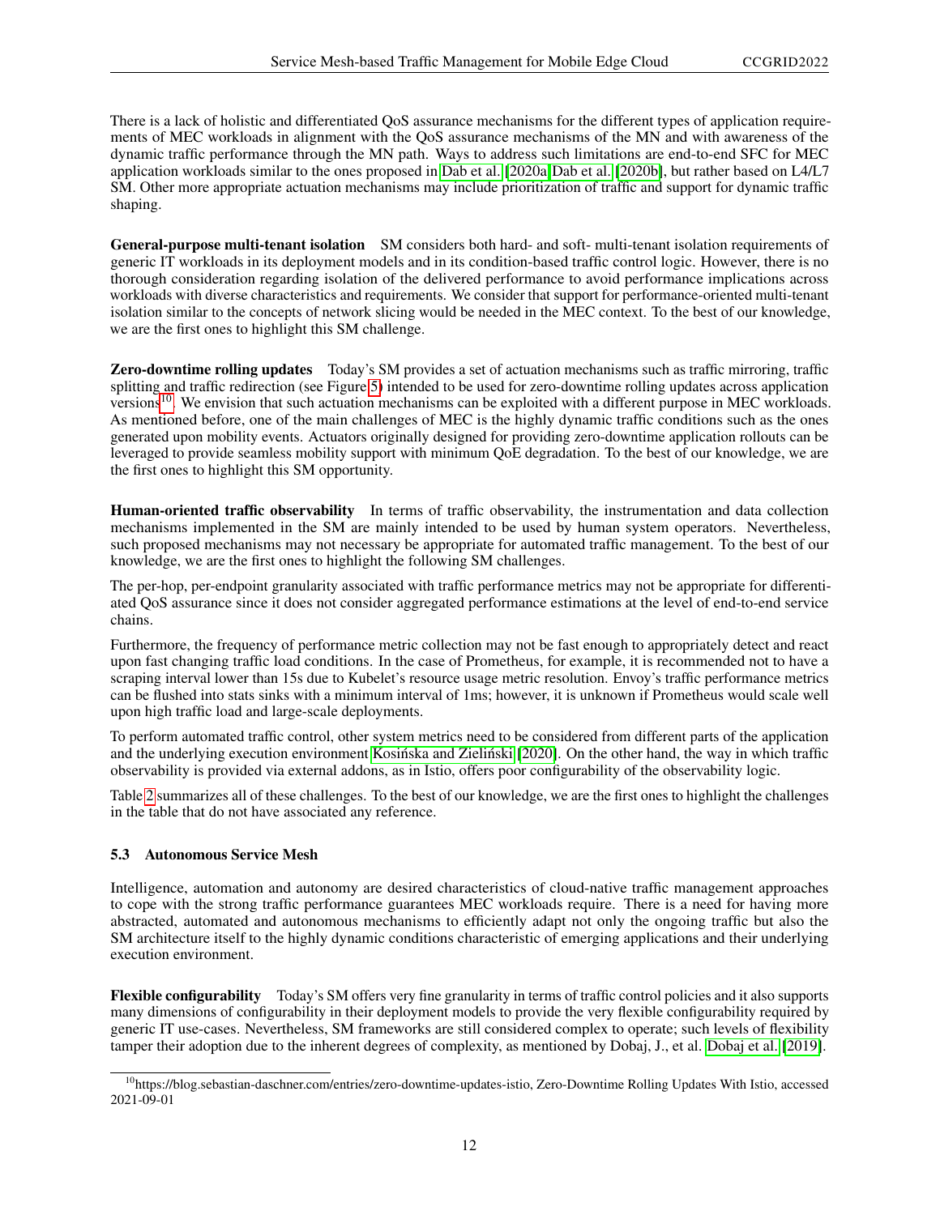There is a lack of holistic and differentiated QoS assurance mechanisms for the different types of application requirements of MEC workloads in alignment with the QoS assurance mechanisms of the MN and with awareness of the dynamic traffic performance through the MN path. Ways to address such limitations are end-to-end SFC for MEC application workloads similar to the ones proposed in Dab et al. [2020a,Dab et al. [2020b], but rather based on L4/L7 SM. Other more appropriate actuation mechanisms may include prioritization of traffic and support for dynamic traffic shaping.

**General-purpose multi-tenant isolation** SM considers both hard- and soft- multi-tenant isolation requirements of generic IT workloads in its deployment models and in its condition-based traffic control logic. However, there is no thorough consideration regarding isolation of the delivered performance to avoid performance implications across workloads with diverse characteristics and requirements. We consider that support for performance-oriented multi-tenant isolation similar to the concepts of network slicing would be needed in the MEC context. To the best of our knowledge, we are the first ones to highlight this SM challenge.

**Zero-downtime rolling updates** Today's SM provides a set of actuation mechanisms such as traffic mirroring, traffic splitting and traffic redirection (see Figure 5) intended to be used for zero-downtime rolling updates across application versions[10]. We envision that such actuation mechanisms can be exploited with a different purpose in MEC workloads. As mentioned before, one of the main challenges of MEC is the highly dynamic traffic conditions such as the ones generated upon mobility events. Actuators originally designed for providing zero-downtime application rollouts can be leveraged to provide seamless mobility support with minimum QoE degradation. To the best of our knowledge, we are the first ones to highlight this SM opportunity.

**Human-oriented traffic observability** In terms of traffic observability, the instrumentation and data collection mechanisms implemented in the SM are mainly intended to be used by human system operators. Nevertheless, such proposed mechanisms may not necessary be appropriate for automated traffic management. To the best of our knowledge, we are the first ones to highlight the following SM challenges.

The per-hop, per-endpoint granularity associated with traffic performance metrics may not be appropriate for differentiated QoS assurance since it does not consider aggregated performance estimations at the level of end-to-end service chains.

Furthermore, the frequency of performance metric collection may not be fast enough to appropriately detect and react upon fast changing traffic load conditions. In the case of Prometheus, for example, it is recommended not to have a scraping interval lower than 15s due to Kubelet's resource usage metric resolution. Envoy's traffic performance metrics can be flushed into stats sinks with a minimum interval of 1ms; however, it is unknown if Prometheus would scale well upon high traffic load and large-scale deployments.

To perform automated traffic control, other system metrics need to be considered from different parts of the application and the underlying execution environment Kosińska and Zieliński [2020]. On the other hand, the way in which traffic observability is provided via external addons, as in Istio, offers poor configurability of the observability logic.

Table 2 summarizes all of these challenges. To the best of our knowledge, we are the first ones to highlight the challenges in the table that do not have associated any reference.

### 5.3 Autonomous Service Mesh

Intelligence, automation and autonomy are desired characteristics of cloud-native traffic management approaches to cope with the strong traffic performance guarantees MEC workloads require. There is a need for having more abstracted, automated and autonomous mechanisms to efficiently adapt not only the ongoing traffic but also the SM architecture itself to the highly dynamic conditions characteristic of emerging applications and their underlying execution environment.

**Flexible configurability** Today's SM offers very fine granularity in terms of traffic control policies and it also supports many dimensions of configurability in their deployment models to provide the very flexible configurability required by generic IT use-cases. Nevertheless, SM frameworks are still considered complex to operate; such levels of flexibility tamper their adoption due to the inherent degrees of complexity, as mentioned by Dobaj, J., et al. Dobaj et al. [2019].

[10] https://blog.sebastian-daschner.com/entries/zero-downtime-updates-istio, Zero-Downtime Rolling Updates With Istio, accessed 2021-09-01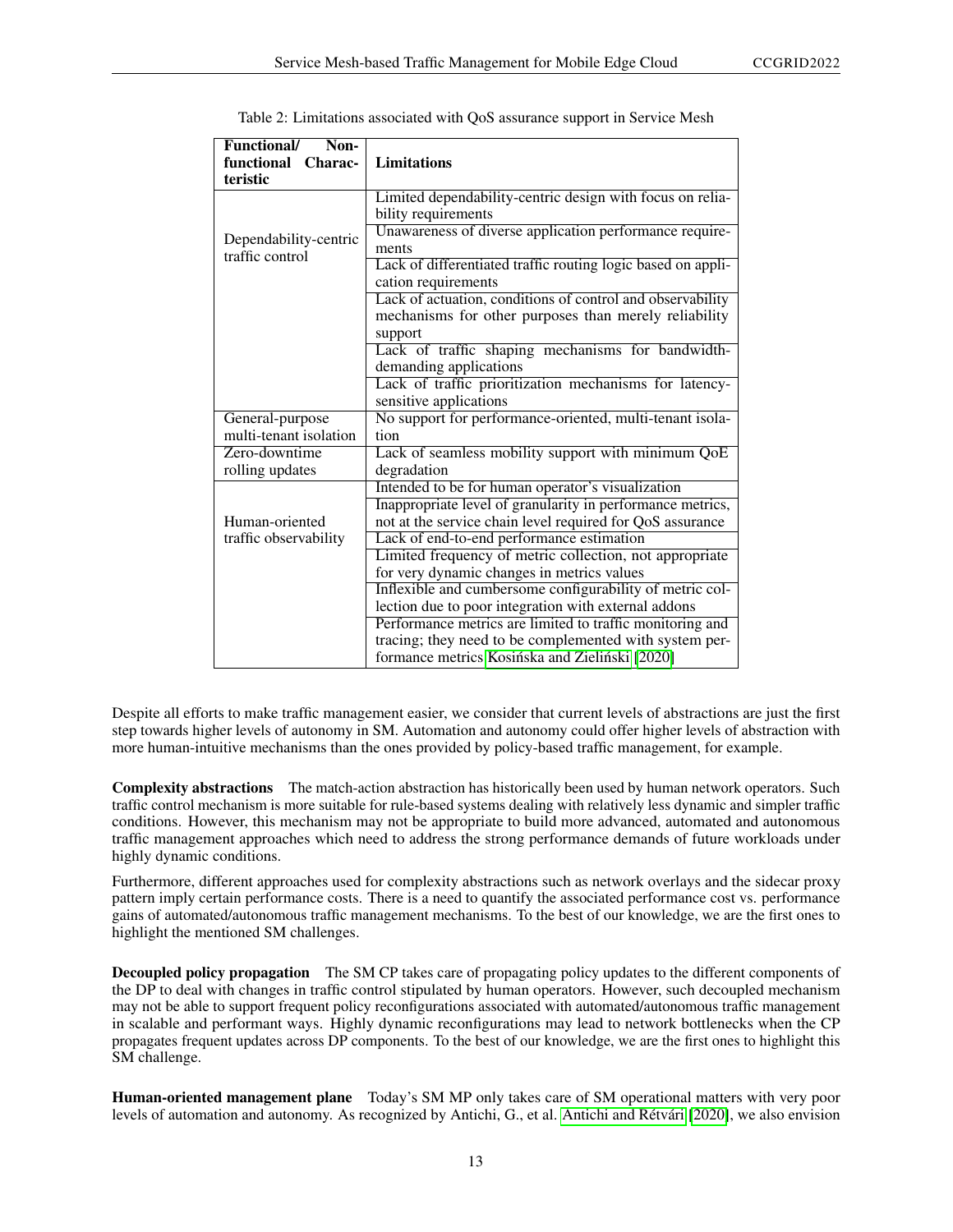Table 2: Limitations associated with QoS assurance support in Service Mesh

| Functional/ Non-functional Characteristic | Limitations |
|---|---|
| Dependability-centric traffic control | Limited dependability-centric design with focus on reliability requirements |
| | Unawareness of diverse application performance requirements |
| | Lack of differentiated traffic routing logic based on application requirements |
| | Lack of actuation, conditions of control and observability mechanisms for other purposes than merely reliability support |
| | Lack of traffic shaping mechanisms for bandwidth-demanding applications |
| | Lack of traffic prioritization mechanisms for latency-sensitive applications |
| General-purpose multi-tenant isolation | No support for performance-oriented, multi-tenant isolation |
| Zero-downtime rolling updates | Lack of seamless mobility support with minimum QoE degradation |
| Human-oriented traffic observability | Intended to be for human operator's visualization |
| | Inappropriate level of granularity in performance metrics, not at the service chain level required for QoS assurance |
| | Lack of end-to-end performance estimation |
| | Limited frequency of metric collection, not appropriate for very dynamic changes in metrics values |
| | Inflexible and cumbersome configurability of metric collection due to poor integration with external addons |
| | Performance metrics are limited to traffic monitoring and tracing; they need to be complemented with system performance metrics Kosińska and Zieliński [2020] |

Despite all efforts to make traffic management easier, we consider that current levels of abstractions are just the first step towards higher levels of autonomy in SM. Automation and autonomy could offer higher levels of abstraction with more human-intuitive mechanisms than the ones provided by policy-based traffic management, for example.

**Complexity abstractions** The match-action abstraction has historically been used by human network operators. Such traffic control mechanism is more suitable for rule-based systems dealing with relatively less dynamic and simpler traffic conditions. However, this mechanism may not be appropriate to build more advanced, automated and autonomous traffic management approaches which need to address the strong performance demands of future workloads under highly dynamic conditions.

Furthermore, different approaches used for complexity abstractions such as network overlays and the sidecar proxy pattern imply certain performance costs. There is a need to quantify the associated performance cost vs. performance gains of automated/autonomous traffic management mechanisms. To the best of our knowledge, we are the first ones to highlight the mentioned SM challenges.

**Decoupled policy propagation** The SM CP takes care of propagating policy updates to the different components of the DP to deal with changes in traffic control stipulated by human operators. However, such decoupled mechanism may not be able to support frequent policy reconfigurations associated with automated/autonomous traffic management in scalable and performant ways. Highly dynamic reconfigurations may lead to network bottlenecks when the CP propagates frequent updates across DP components. To the best of our knowledge, we are the first ones to highlight this SM challenge.

**Human-oriented management plane** Today's SM MP only takes care of SM operational matters with very poor levels of automation and autonomy. As recognized by Antichi, G., et al. Antichi and Rétvári [2020], we also envision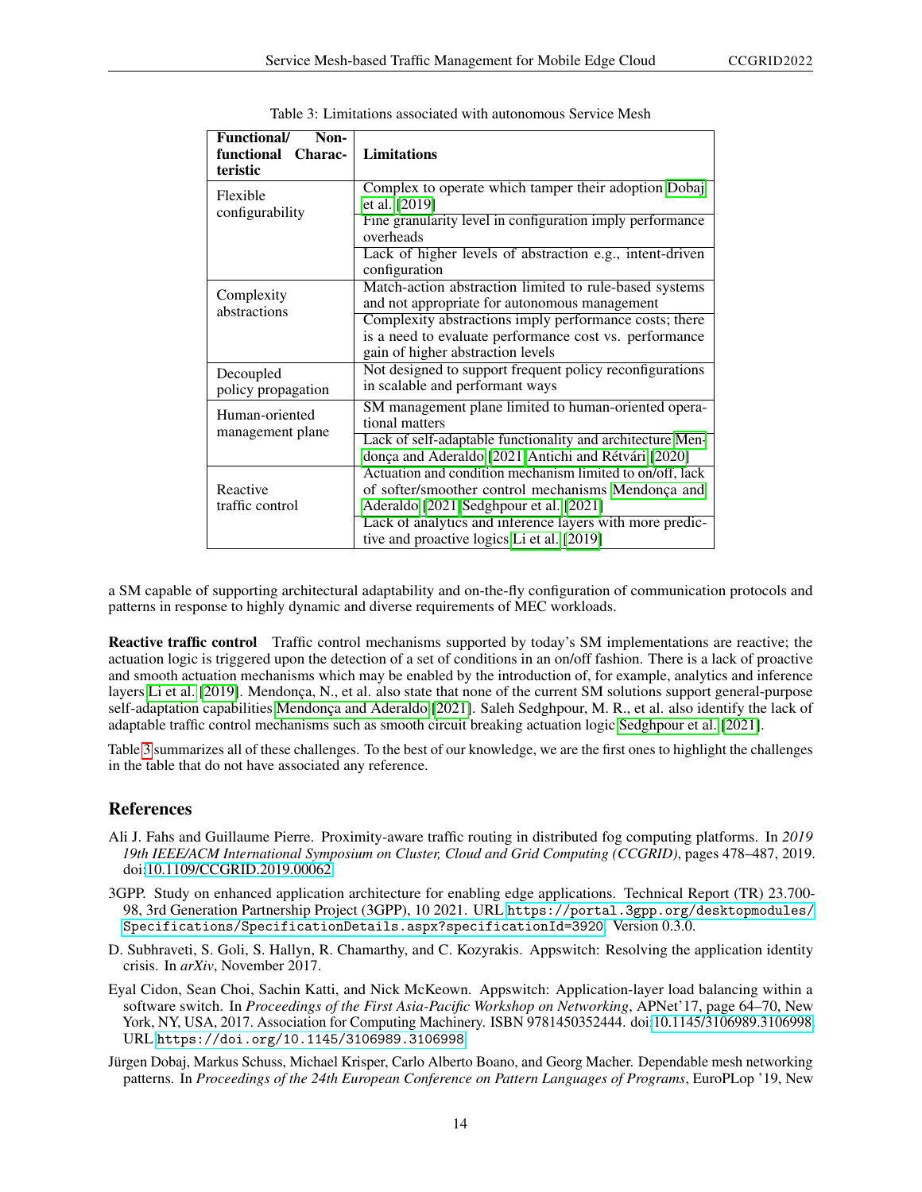Table 3: Limitations associated with autonomous Service Mesh

| Functional/ Non-functional Characteristic | Limitations |
| --- | --- |
| Flexible configurability | Complex to operate which tamper their adoption Dobaj et al. [2019] |
| | Fine granularity level in configuration imply performance overheads |
| | Lack of higher levels of abstraction e.g., intent-driven configuration |
| Complexity abstractions | Match-action abstraction limited to rule-based systems and not appropriate for autonomous management |
| | Complexity abstractions imply performance costs; there is a need to evaluate performance cost vs. performance gain of higher abstraction levels |
| Decoupled policy propagation | Not designed to support frequent policy reconfigurations in scalable and performant ways |
| Human-oriented management plane | SM management plane limited to human-oriented operational matters |
| | Lack of self-adaptable functionality and architecture Mendonça and Aderaldo [2021] Antichi and Rétvári [2020] |
| Reactive traffic control | Actuation and condition mechanism limited to on/off, lack of softer/smoother control mechanisms Mendonça and Aderaldo [2021] Sedghpour et al. [2021] |
| | Lack of analytics and inference layers with more predictive and proactive logics Li et al. [2019] |

a SM capable of supporting architectural adaptability and on-the-fly configuration of communication protocols and patterns in response to highly dynamic and diverse requirements of MEC workloads.

**Reactive traffic control** Traffic control mechanisms supported by today's SM implementations are reactive; the actuation logic is triggered upon the detection of a set of conditions in an on/off fashion. There is a lack of proactive and smooth actuation mechanisms which may be enabled by the introduction of, for example, analytics and inference layers Li et al. [2019]. Mendonça, N., et al. also state that none of the current SM solutions support general-purpose self-adaptation capabilities Mendonça and Aderaldo [2021]. Saleh Sedghpour, M. R., et al. also identify the lack of adaptable traffic control mechanisms such as smooth circuit breaking actuation logic Sedghpour et al. [2021].

Table 3 summarizes all of these challenges. To the best of our knowledge, we are the first ones to highlight the challenges in the table that do not have associated any reference.

## References

Ali J. Fahs and Guillaume Pierre. Proximity-aware traffic routing in distributed fog computing platforms. In *2019 19th IEEE/ACM International Symposium on Cluster, Cloud and Grid Computing (CCGRID)*, pages 478–487, 2019. doi:10.1109/CCGRID.2019.00062.

3GPP. Study on enhanced application architecture for enabling edge applications. Technical Report (TR) 23.700-98, 3rd Generation Partnership Project (3GPP), 10 2021. URL `https://portal.3gpp.org/desktopmodules/Specifications/SpecificationDetails.aspx?specificationId=3920`. Version 0.3.0.

D. Subhraveti, S. Goli, S. Hallyn, R. Chamarthy, and C. Kozyrakis. Appswitch: Resolving the application identity crisis. In *arXiv*, November 2017.

Eyal Cidon, Sean Choi, Sachin Katti, and Nick McKeown. Appswitch: Application-layer load balancing within a software switch. In *Proceedings of the First Asia-Pacific Workshop on Networking*, APNet'17, page 64–70, New York, NY, USA, 2017. Association for Computing Machinery. ISBN 9781450352444. doi:10.1145/3106989.3106998. URL `https://doi.org/10.1145/3106989.3106998`.

Jürgen Dobaj, Markus Schuss, Michael Krisper, Carlo Alberto Boano, and Georg Macher. Dependable mesh networking patterns. In *Proceedings of the 24th European Conference on Pattern Languages of Programs*, EuroPLop '19, New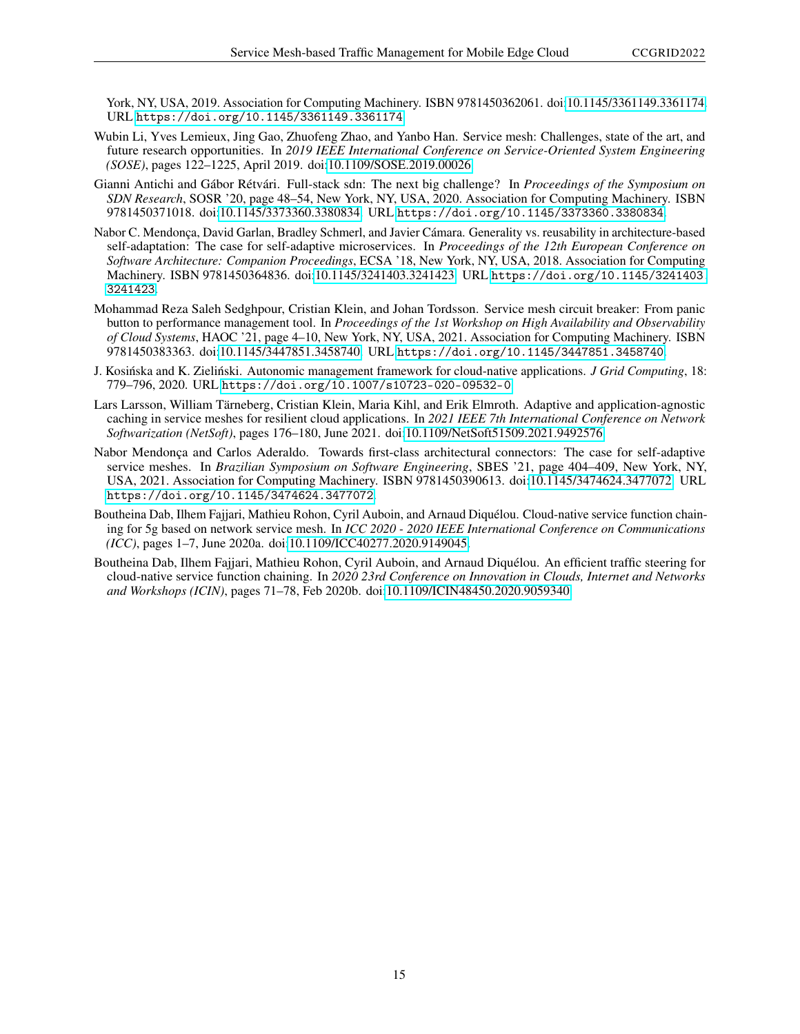York, NY, USA, 2019. Association for Computing Machinery. ISBN 9781450362061. doi:10.1145/3361149.3361174. URL https://doi.org/10.1145/3361149.3361174.

Wubin Li, Yves Lemieux, Jing Gao, Zhuofeng Zhao, and Yanbo Han. Service mesh: Challenges, state of the art, and future research opportunities. In *2019 IEEE International Conference on Service-Oriented System Engineering (SOSE)*, pages 122–1225, April 2019. doi:10.1109/SOSE.2019.00026.

Gianni Antichi and Gábor Rétvári. Full-stack sdn: The next big challenge? In *Proceedings of the Symposium on SDN Research*, SOSR '20, page 48–54, New York, NY, USA, 2020. Association for Computing Machinery. ISBN 9781450371018. doi:10.1145/3373360.3380834. URL https://doi.org/10.1145/3373360.3380834.

Nabor C. Mendonça, David Garlan, Bradley Schmerl, and Javier Cámara. Generality vs. reusability in architecture-based self-adaptation: The case for self-adaptive microservices. In *Proceedings of the 12th European Conference on Software Architecture: Companion Proceedings*, ECSA '18, New York, NY, USA, 2018. Association for Computing Machinery. ISBN 9781450364836. doi:10.1145/3241403.3241423. URL https://doi.org/10.1145/3241403.3241423.

Mohammad Reza Saleh Sedghpour, Cristian Klein, and Johan Tordsson. Service mesh circuit breaker: From panic button to performance management tool. In *Proceedings of the 1st Workshop on High Availability and Observability of Cloud Systems*, HAOC '21, page 4–10, New York, NY, USA, 2021. Association for Computing Machinery. ISBN 9781450383363. doi:10.1145/3447851.3458740. URL https://doi.org/10.1145/3447851.3458740.

J. Kosińska and K. Zieliński. Autonomic management framework for cloud-native applications. *J Grid Computing*, 18: 779–796, 2020. URL https://doi.org/10.1007/s10723-020-09532-0.

Lars Larsson, William Tärneberg, Cristian Klein, Maria Kihl, and Erik Elmroth. Adaptive and application-agnostic caching in service meshes for resilient cloud applications. In *2021 IEEE 7th International Conference on Network Softwarization (NetSoft)*, pages 176–180, June 2021. doi:10.1109/NetSoft51509.2021.9492576.

Nabor Mendonça and Carlos Aderaldo. Towards first-class architectural connectors: The case for self-adaptive service meshes. In *Brazilian Symposium on Software Engineering*, SBES '21, page 404–409, New York, NY, USA, 2021. Association for Computing Machinery. ISBN 9781450390613. doi:10.1145/3474624.3477072. URL https://doi.org/10.1145/3474624.3477072.

Boutheina Dab, Ilhem Fajjari, Mathieu Rohon, Cyril Auboin, and Arnaud Diquélou. Cloud-native service function chaining for 5g based on network service mesh. In *ICC 2020 - 2020 IEEE International Conference on Communications (ICC)*, pages 1–7, June 2020a. doi:10.1109/ICC40277.2020.9149045.

Boutheina Dab, Ilhem Fajjari, Mathieu Rohon, Cyril Auboin, and Arnaud Diquélou. An efficient traffic steering for cloud-native service function chaining. In *2020 23rd Conference on Innovation in Clouds, Internet and Networks and Workshops (ICIN)*, pages 71–78, Feb 2020b. doi:10.1109/ICIN48450.2020.9059340.